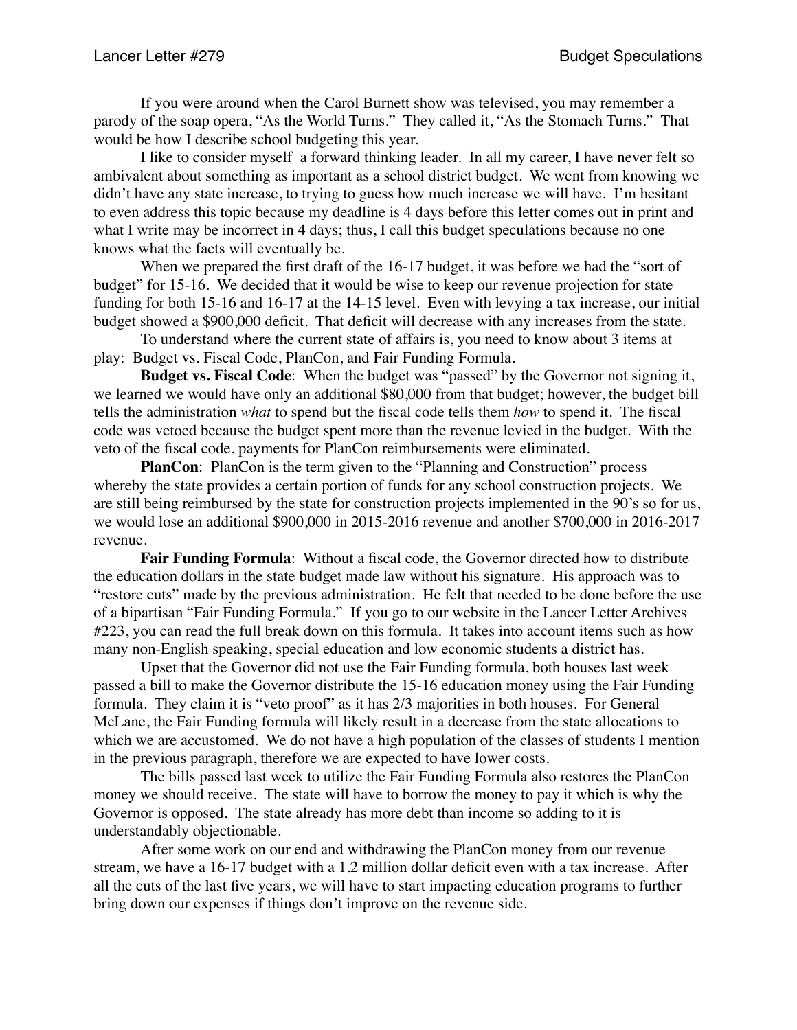If you were around when the Carol Burnett show was televised, you may remember a parody of the soap opera, "As the World Turns." They called it, "As the Stomach Turns." That would be how I describe school budgeting this year.

I like to consider myself a forward thinking leader. In all my career, I have never felt so ambivalent about something as important as a school district budget. We went from knowing we didn't have any state increase, to trying to guess how much increase we will have. I'm hesitant to even address this topic because my deadline is 4 days before this letter comes out in print and what I write may be incorrect in 4 days; thus, I call this budget speculations because no one knows what the facts will eventually be.

When we prepared the first draft of the 16-17 budget, it was before we had the "sort of budget" for 15-16. We decided that it would be wise to keep our revenue projection for state funding for both 15-16 and 16-17 at the 14-15 level. Even with levying a tax increase, our initial budget showed a $900,000 deficit. That deficit will decrease with any increases from the state.

To understand where the current state of affairs is, you need to know about 3 items at play: Budget vs. Fiscal Code, PlanCon, and Fair Funding Formula.

**Budget vs. Fiscal Code**: When the budget was "passed" by the Governor not signing it, we learned we would have only an additional $80,000 from that budget; however, the budget bill tells the administration *what* to spend but the fiscal code tells them *how* to spend it. The fiscal code was vetoed because the budget spent more than the revenue levied in the budget. With the veto of the fiscal code, payments for PlanCon reimbursements were eliminated.

**PlanCon**: PlanCon is the term given to the "Planning and Construction" process whereby the state provides a certain portion of funds for any school construction projects. We are still being reimbursed by the state for construction projects implemented in the 90's so for us, we would lose an additional $900,000 in 2015-2016 revenue and another $700,000 in 2016-2017 revenue.

**Fair Funding Formula**: Without a fiscal code, the Governor directed how to distribute the education dollars in the state budget made law without his signature. His approach was to "restore cuts" made by the previous administration. He felt that needed to be done before the use of a bipartisan "Fair Funding Formula." If you go to our website in the Lancer Letter Archives #223, you can read the full break down on this formula. It takes into account items such as how many non-English speaking, special education and low economic students a district has.

Upset that the Governor did not use the Fair Funding formula, both houses last week passed a bill to make the Governor distribute the 15-16 education money using the Fair Funding formula. They claim it is "veto proof" as it has 2/3 majorities in both houses. For General McLane, the Fair Funding formula will likely result in a decrease from the state allocations to which we are accustomed. We do not have a high population of the classes of students I mention in the previous paragraph, therefore we are expected to have lower costs.

The bills passed last week to utilize the Fair Funding Formula also restores the PlanCon money we should receive. The state will have to borrow the money to pay it which is why the Governor is opposed. The state already has more debt than income so adding to it is understandably objectionable.

After some work on our end and withdrawing the PlanCon money from our revenue stream, we have a 16-17 budget with a 1.2 million dollar deficit even with a tax increase. After all the cuts of the last five years, we will have to start impacting education programs to further bring down our expenses if things don't improve on the revenue side.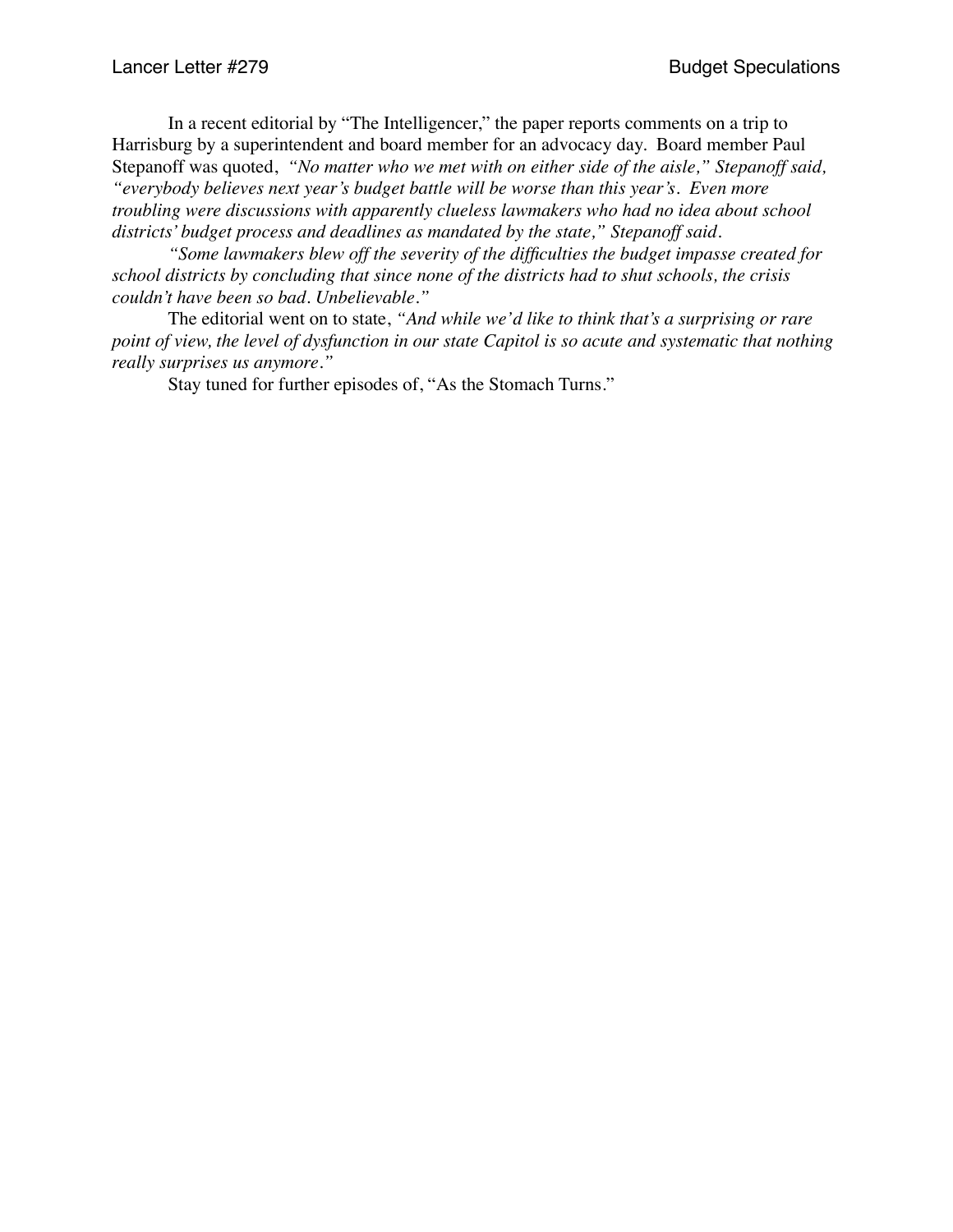In a recent editorial by "The Intelligencer," the paper reports comments on a trip to Harrisburg by a superintendent and board member for an advocacy day. Board member Paul Stepanoff was quoted, *"No matter who we met with on either side of the aisle," Stepanoff said, "everybody believes next year's budget battle will be worse than this year's. Even more troubling were discussions with apparently clueless lawmakers who had no idea about school districts' budget process and deadlines as mandated by the state," Stepanoff said.*

*"Some lawmakers blew off the severity of the difficulties the budget impasse created for school districts by concluding that since none of the districts had to shut schools, the crisis couldn't have been so bad. Unbelievable."*

The editorial went on to state, *"And while we'd like to think that's a surprising or rare point of view, the level of dysfunction in our state Capitol is so acute and systematic that nothing really surprises us anymore."*

Stay tuned for further episodes of, "As the Stomach Turns."